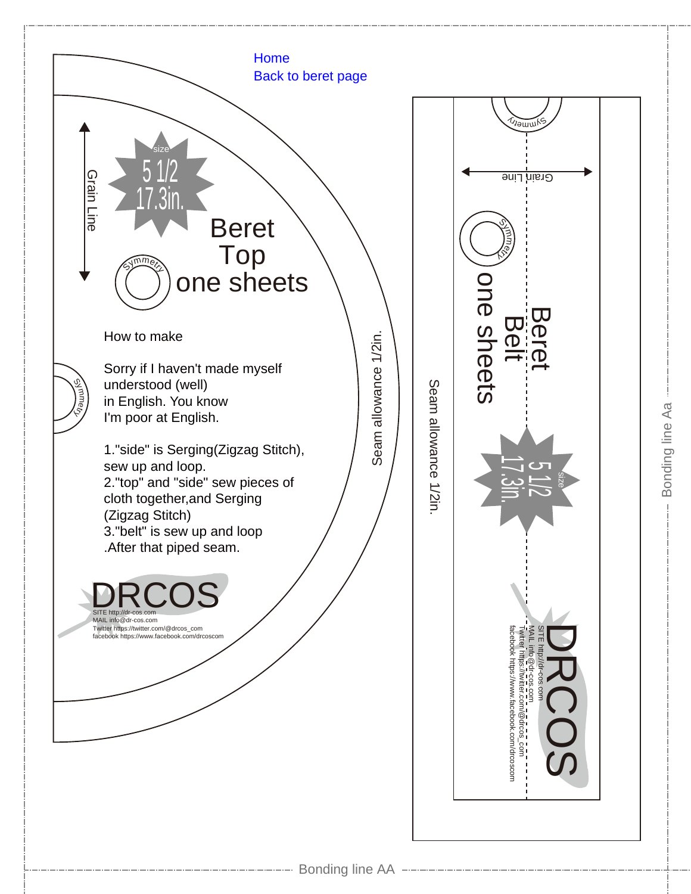Home
Back to beret page

Grain Line

size
5 1/2
17.3in.

# Beret Top one sheets

Symmetry

How to make

Sorry if I haven't made myself understood (well) in English. You know I'm poor at English.

1."side" is Serging(Zigzag Stitch), sew up and loop.
2."top" and "side" sew pieces of cloth together,and Serging (Zigzag Stitch)
3."belt" is sew up and loop .After that piped seam.

DRCOS
SITE http://dr-cos.com
MAIL info@dr-cos.com
Twitter https://twitter.com/@drcos_com
facebook https://www.facebook.com/drcoscom

Seam allowance 1/2in.

Symmetry

Grain Line

# Beret Belt one sheets

size
5 1/2
17.3in.

Seam allowance 1/2in.

DRCOS
SITE http://dr-cos.com
MAIL info@dr-cos.com
Twitter https://twitter.com/@drcos_com
facebook https://www.facebook.com/drcoscom

Bonding line Aa

Bonding line AA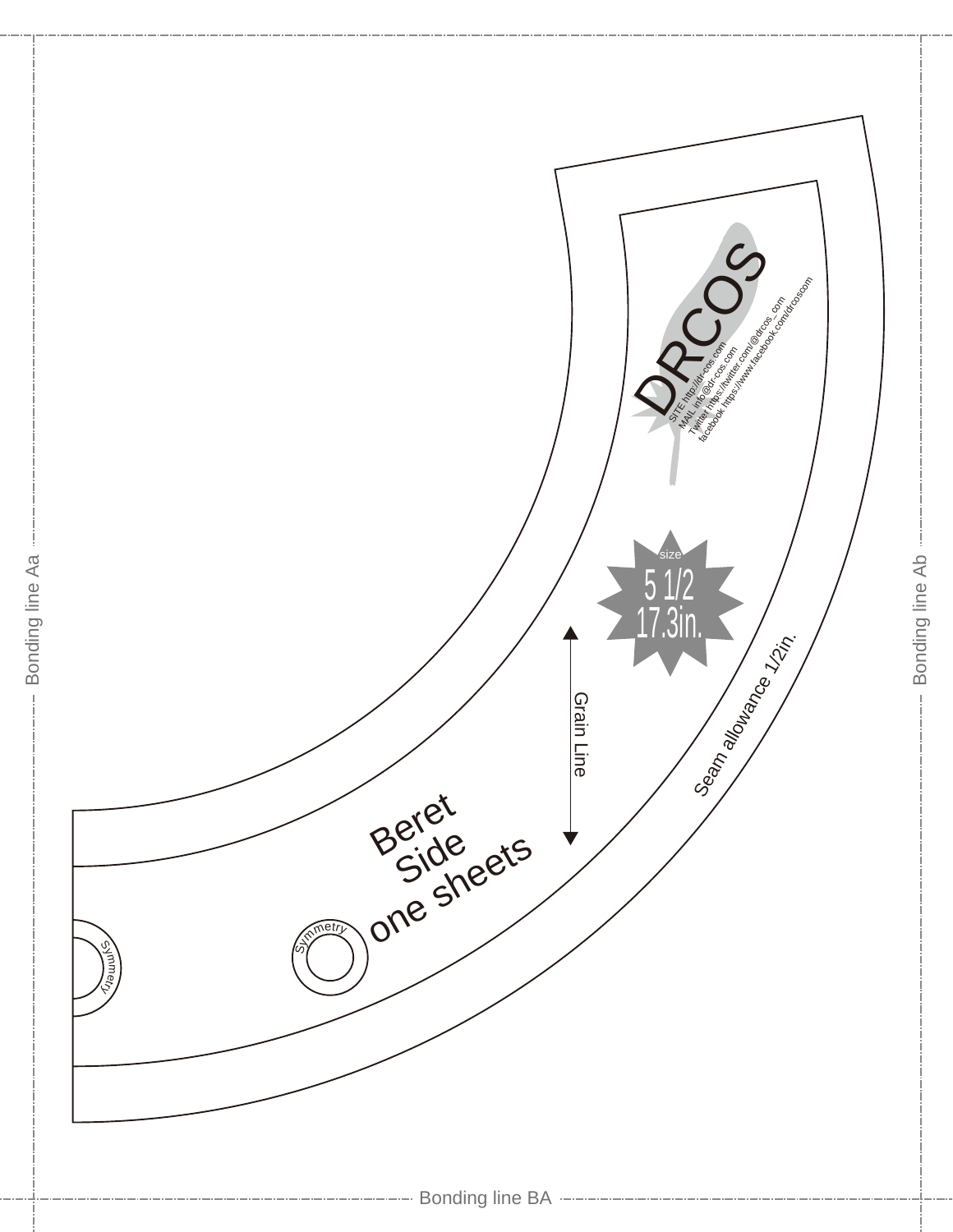Bonding line Aa

Bonding line Ab

Bonding line BA

DRCOS

SITE http://dr-cos.com
MAIL info@dr-cos.com
Twitter https://twitter.com/@drcos_com
facebook https://www.facebook.com/drcoscom

size
5 1/2
17.3in.

Seam allowance 1/2in.

Grain Line

Beret
Side
one sheets

Symmetry

Symmetry